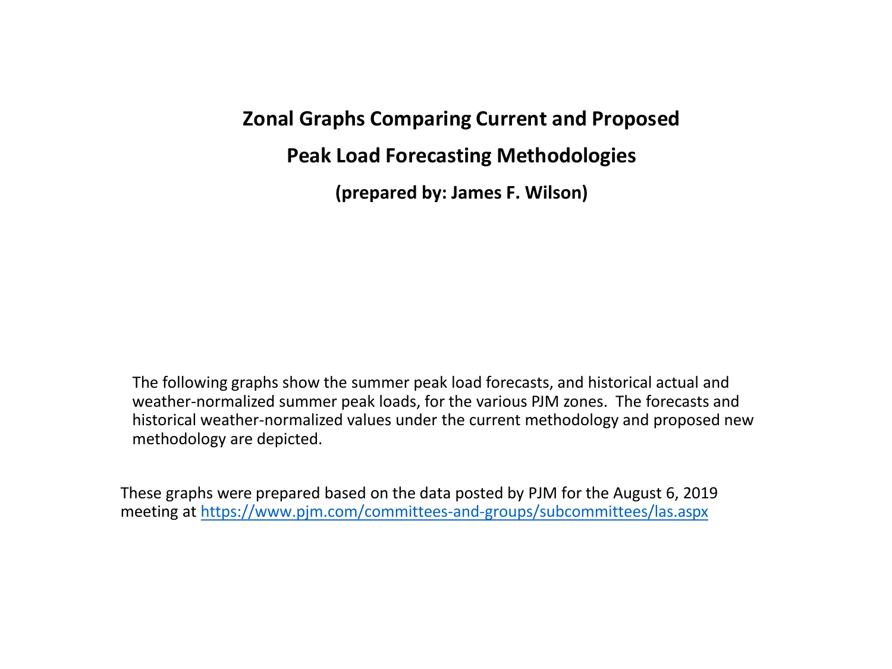# Zonal Graphs Comparing Current and Proposed Peak Load Forecasting Methodologies

**(prepared by: James F. Wilson)**

The following graphs show the summer peak load forecasts, and historical actual and weather-normalized summer peak loads, for the various PJM zones. The forecasts and historical weather-normalized values under the current methodology and proposed new methodology are depicted.

These graphs were prepared based on the data posted by PJM for the August 6, 2019 meeting at https://www.pjm.com/committees-and-groups/subcommittees/las.aspx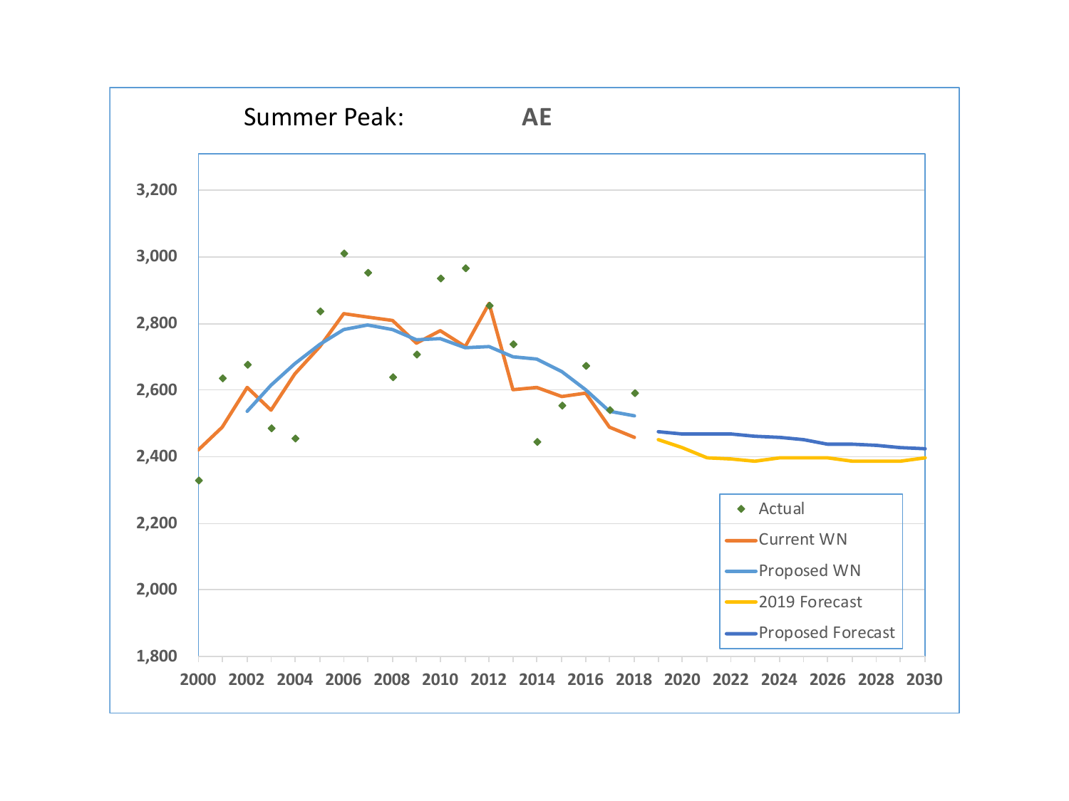Summer Peak: **AE**

| Series |
| --- |
| Actual |
| Current WN |
| Proposed WN |
| 2019 Forecast |
| Proposed Forecast |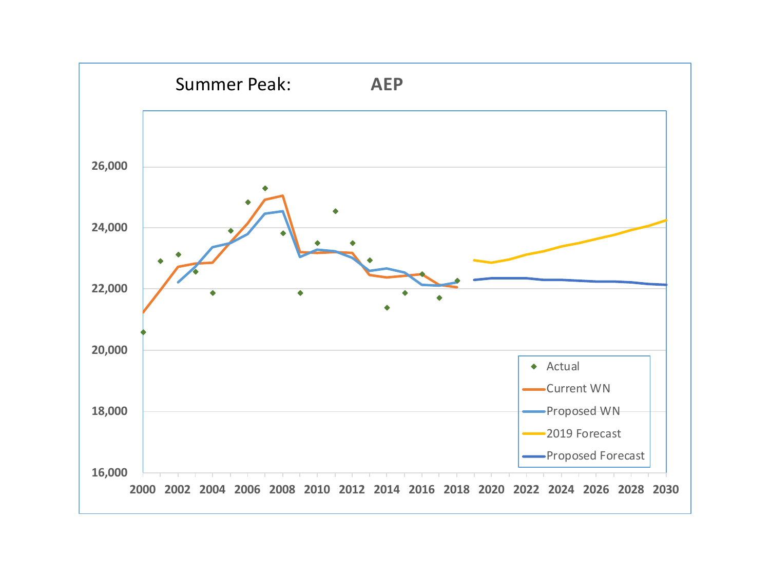Summer Peak: **AEP**

- Actual
- Current WN
- Proposed WN
- 2019 Forecast
- Proposed Forecast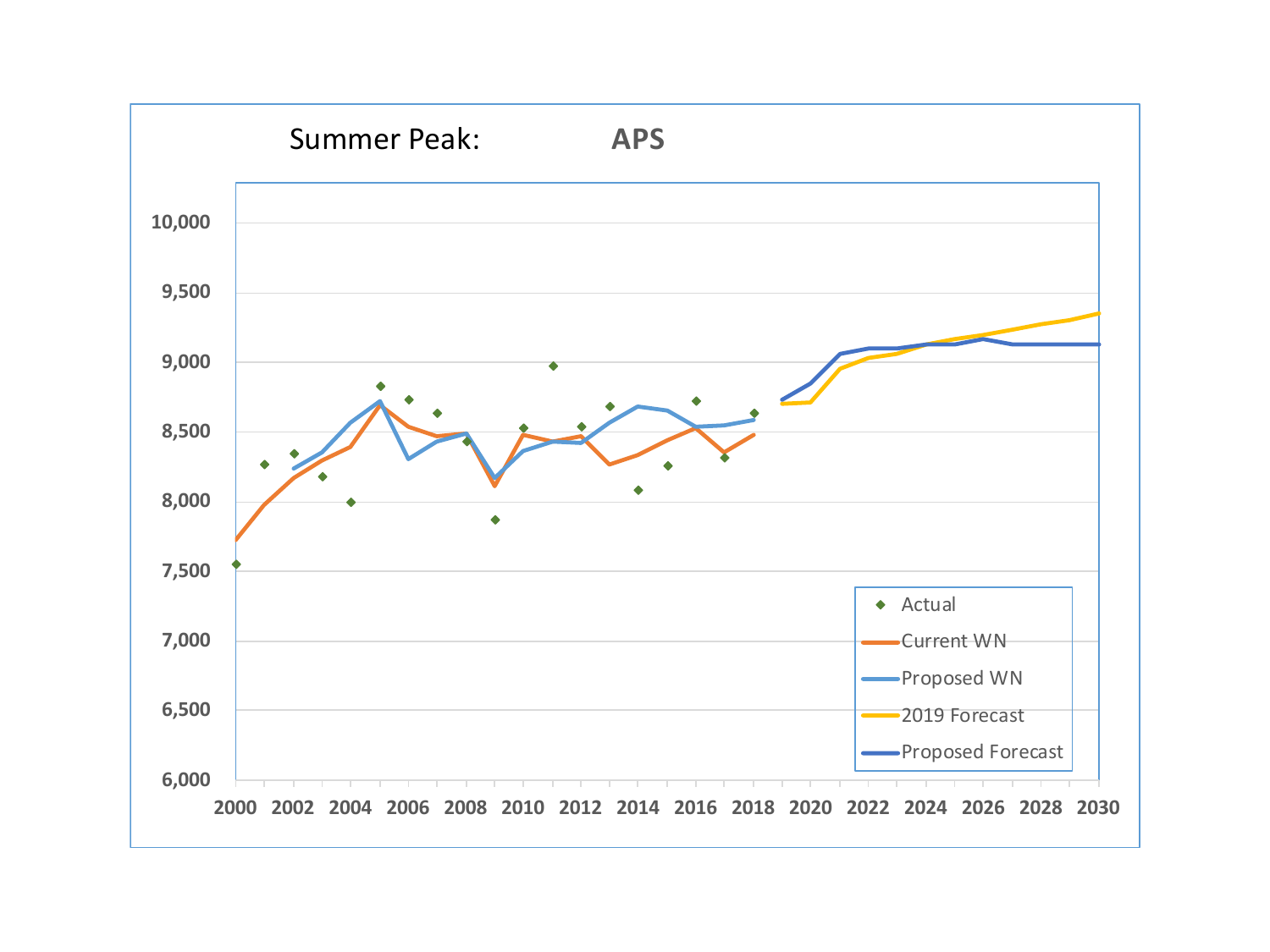Summer Peak: **APS**

Y-axis: 6,000; 6,500; 7,000; 7,500; 8,000; 8,500; 9,000; 9,500; 10,000

X-axis: 2000; 2002; 2004; 2006; 2008; 2010; 2012; 2014; 2016; 2018; 2020; 2022; 2024; 2026; 2028; 2030

Legend:
- Actual
- Current WN
- Proposed WN
- 2019 Forecast
- Proposed Forecast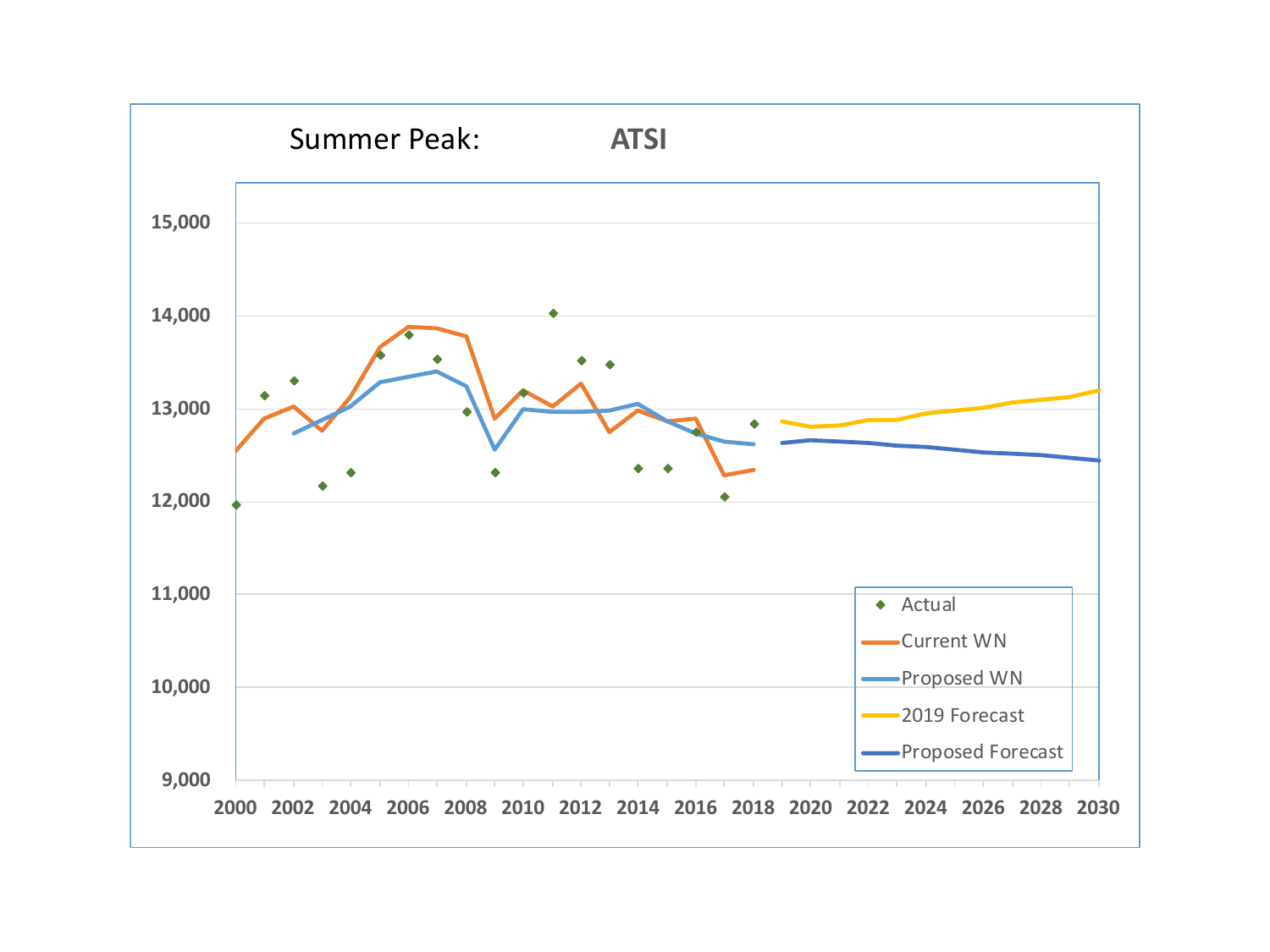Summer Peak: **ATSI**

| | |
|---|---|
| ◆ | Actual |
| — | Current WN |
| — | Proposed WN |
| — | 2019 Forecast |
| — | Proposed Forecast |

15,000
14,000
13,000
12,000
11,000
10,000
9,000

2000 2002 2004 2006 2008 2010 2012 2014 2016 2018 2020 2022 2024 2026 2028 2030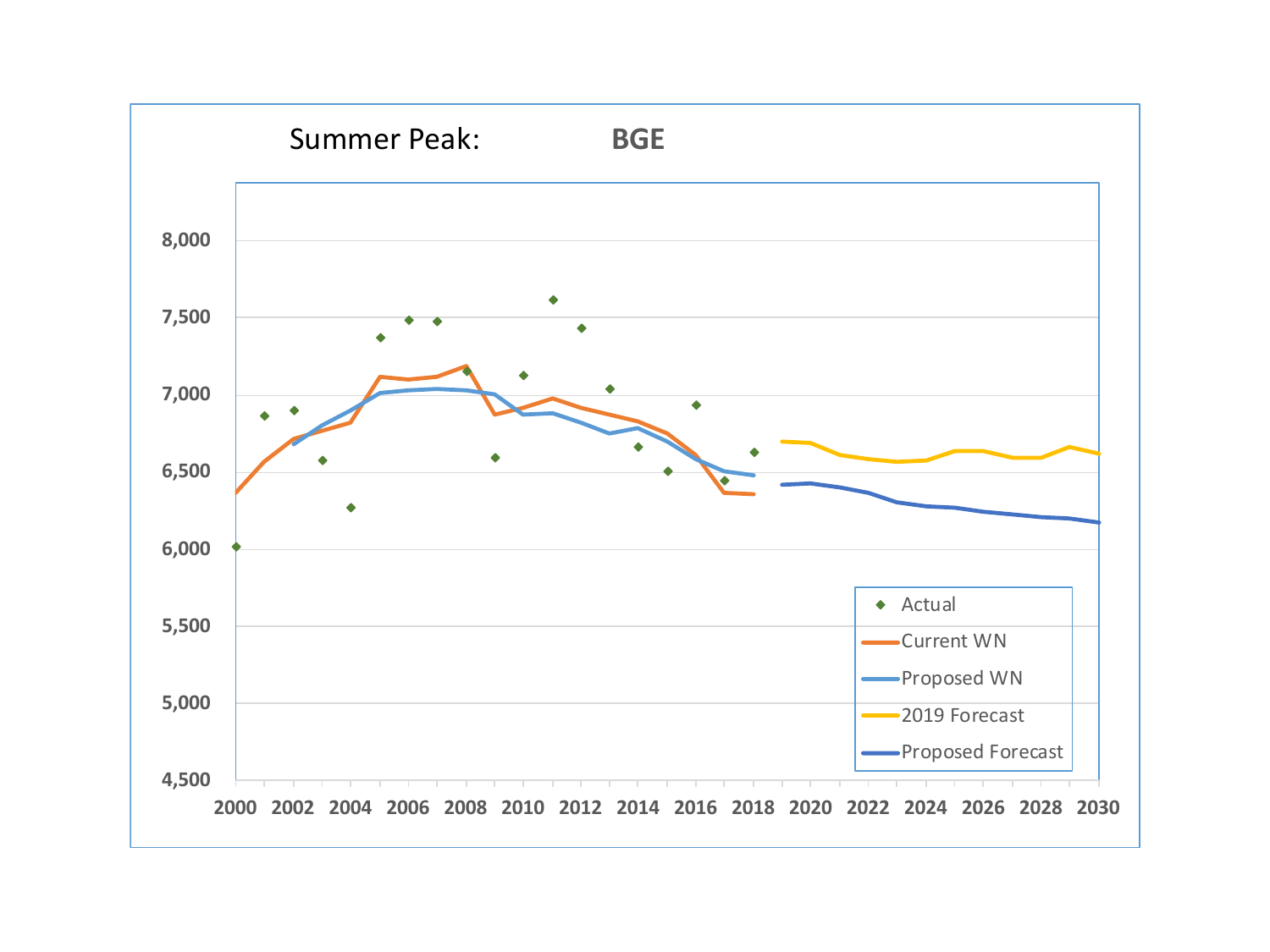Summer Peak: **BGE**

| | |
|---|---|
| Y-axis | 4,500 – 8,000 |
| X-axis | 2000 – 2030 |

Legend:
- Actual
- Current WN
- Proposed WN
- 2019 Forecast
- Proposed Forecast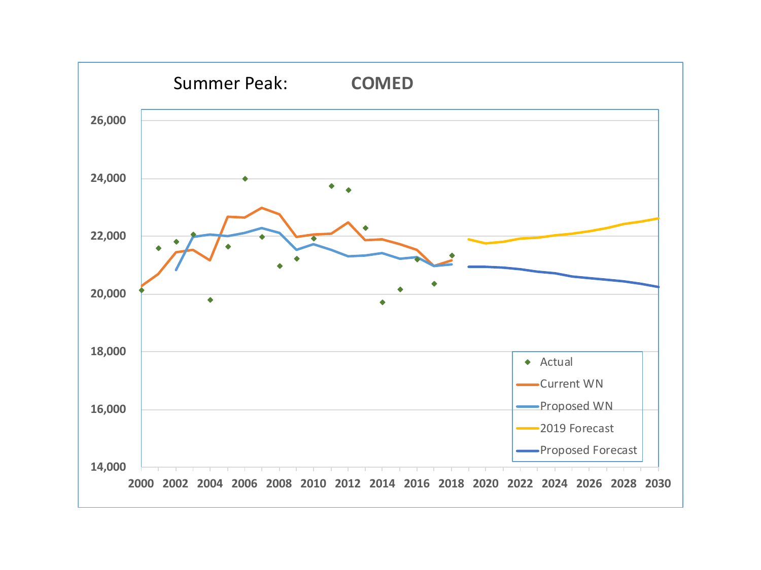Summer Peak: **COMED**

| | |
|---|---|
| ◆ | Actual |
| — | Current WN |
| — | Proposed WN |
| — | 2019 Forecast |
| — | Proposed Forecast |

26,000
24,000
22,000
20,000
18,000
16,000
14,000

2000 2002 2004 2006 2008 2010 2012 2014 2016 2018 2020 2022 2024 2026 2028 2030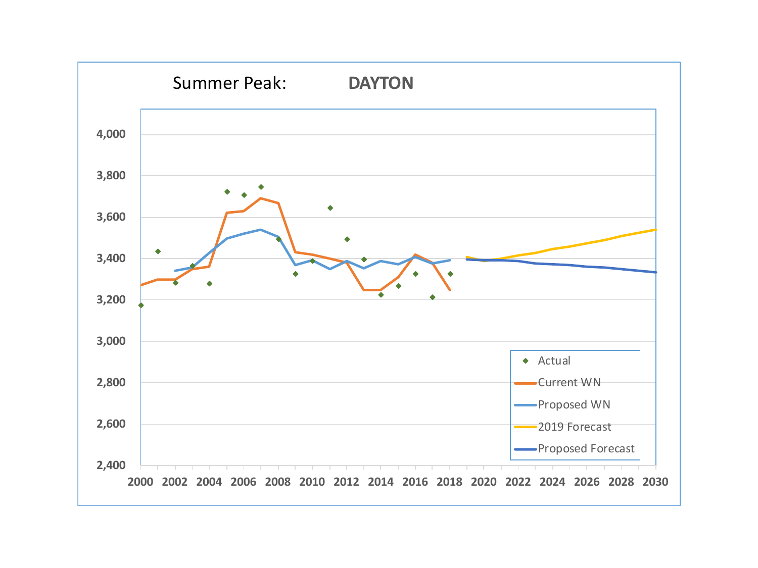Summer Peak: **DAYTON**

| | Actual | Current WN | Proposed WN | 2019 Forecast | Proposed Forecast |
|---|---|---|---|---|---|

Y-axis: 2,400 – 4,000

X-axis: 2000 – 2030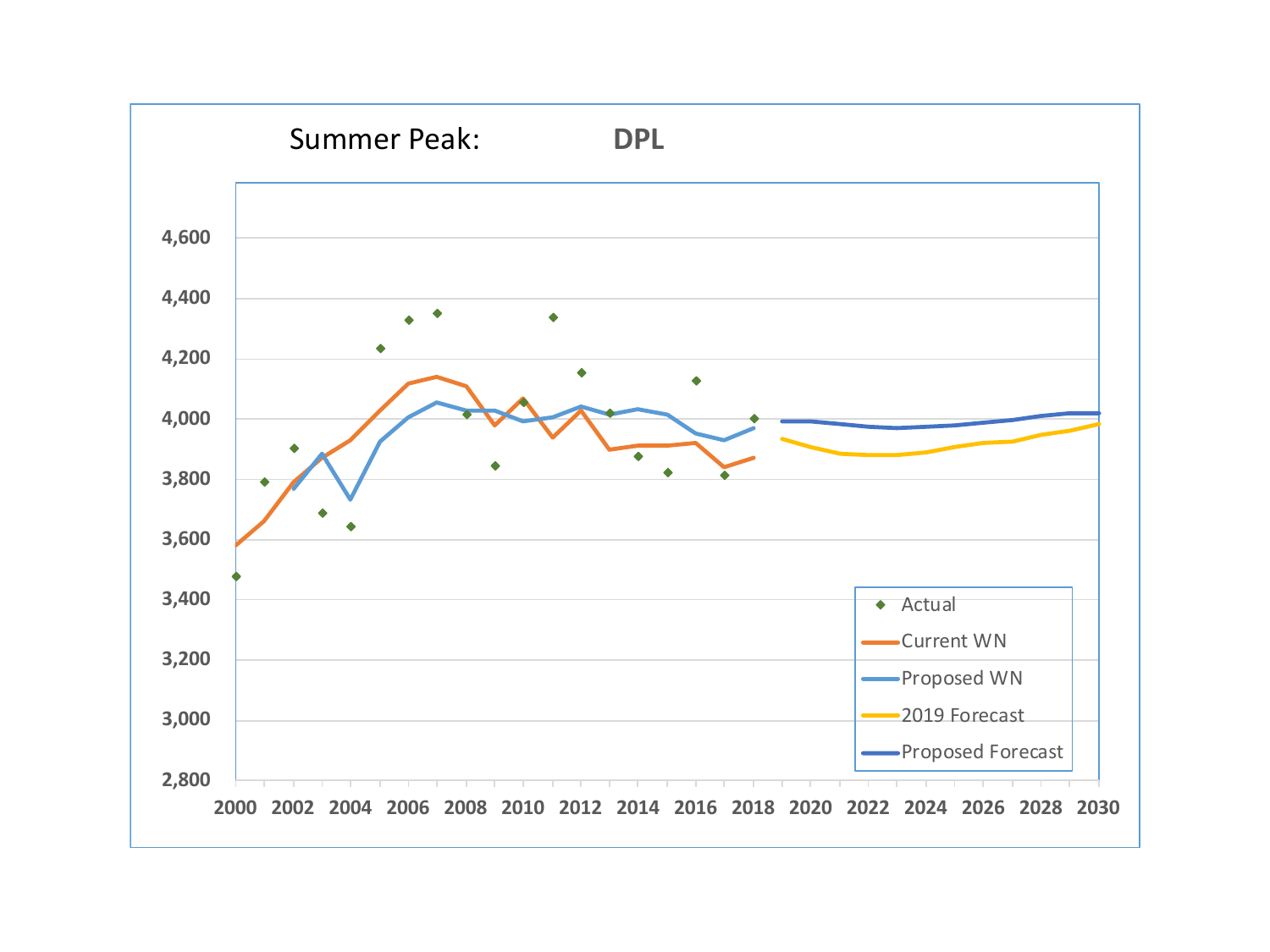Summer Peak: **DPL**

| Axis | Values |
| --- | --- |
| Y-axis | 2,800; 3,000; 3,200; 3,400; 3,600; 3,800; 4,000; 4,200; 4,400; 4,600 |
| X-axis | 2000; 2002; 2004; 2006; 2008; 2010; 2012; 2014; 2016; 2018; 2020; 2022; 2024; 2026; 2028; 2030 |

Legend:

- Actual
- Current WN
- Proposed WN
- 2019 Forecast
- Proposed Forecast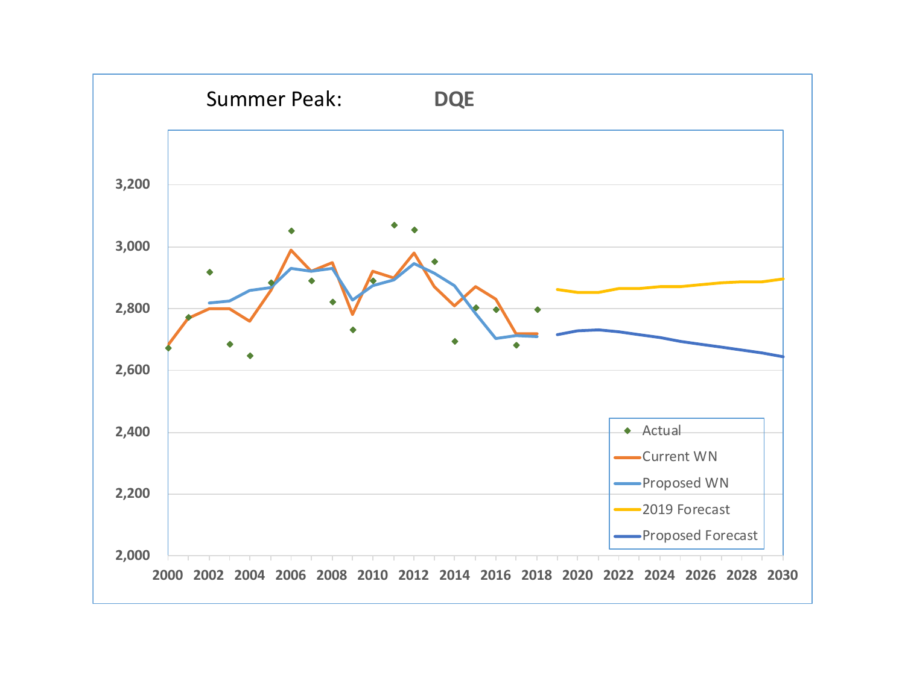Summer Peak: **DQE**

| | |
|---|---|
| 3,200 | |
| 3,000 | |
| 2,800 | |
| 2,600 | |
| 2,400 | |
| 2,200 | |
| 2,000 | |

2000 2002 2004 2006 2008 2010 2012 2014 2016 2018 2020 2022 2024 2026 2028 2030

- Actual
- Current WN
- Proposed WN
- 2019 Forecast
- Proposed Forecast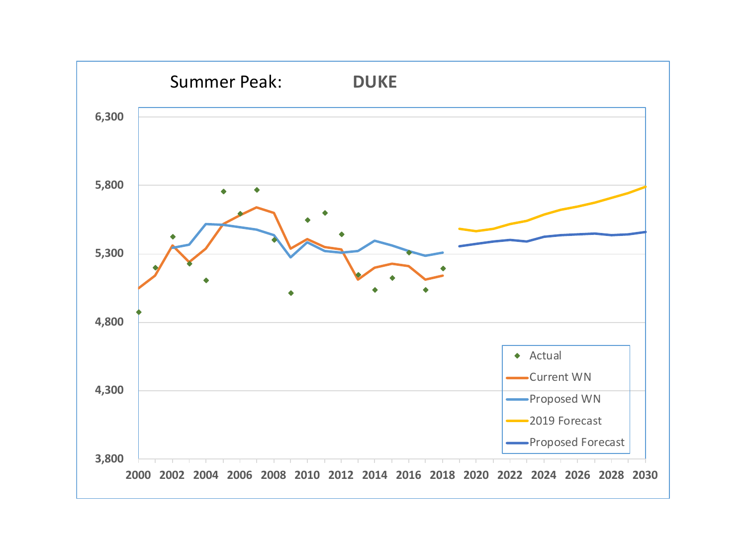Summer Peak: **DUKE**

| | |
|---|---|
| 6,300 | |
| 5,800 | |
| 5,300 | |
| 4,800 | |
| 4,300 | |
| 3,800 | |

2000 2002 2004 2006 2008 2010 2012 2014 2016 2018 2020 2022 2024 2026 2028 2030

- Actual
- Current WN
- Proposed WN
- 2019 Forecast
- Proposed Forecast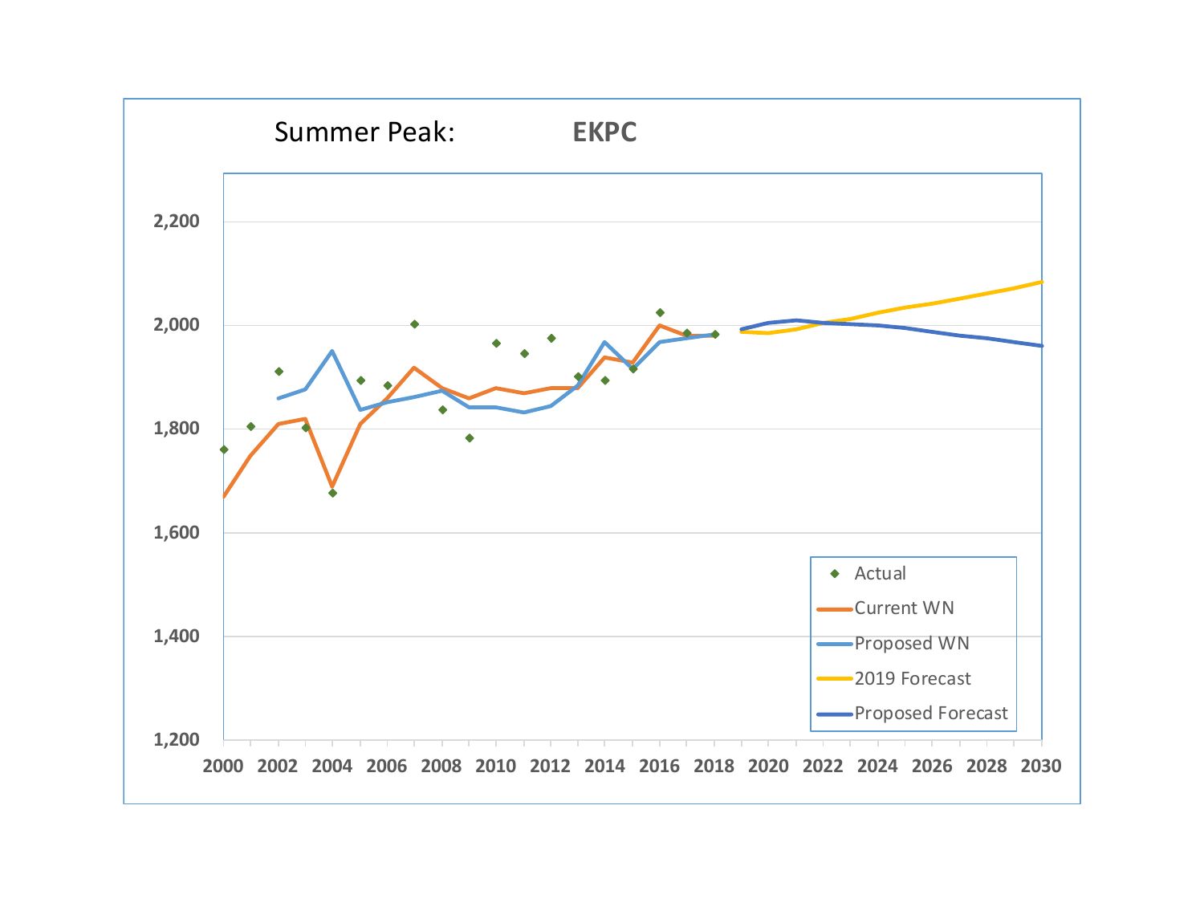Summer Peak: **EKPC**

2,200
2,000
1,800
1,600
1,400
1,200

2000 2002 2004 2006 2008 2010 2012 2014 2016 2018 2020 2022 2024 2026 2028 2030

- Actual
- Current WN
- Proposed WN
- 2019 Forecast
- Proposed Forecast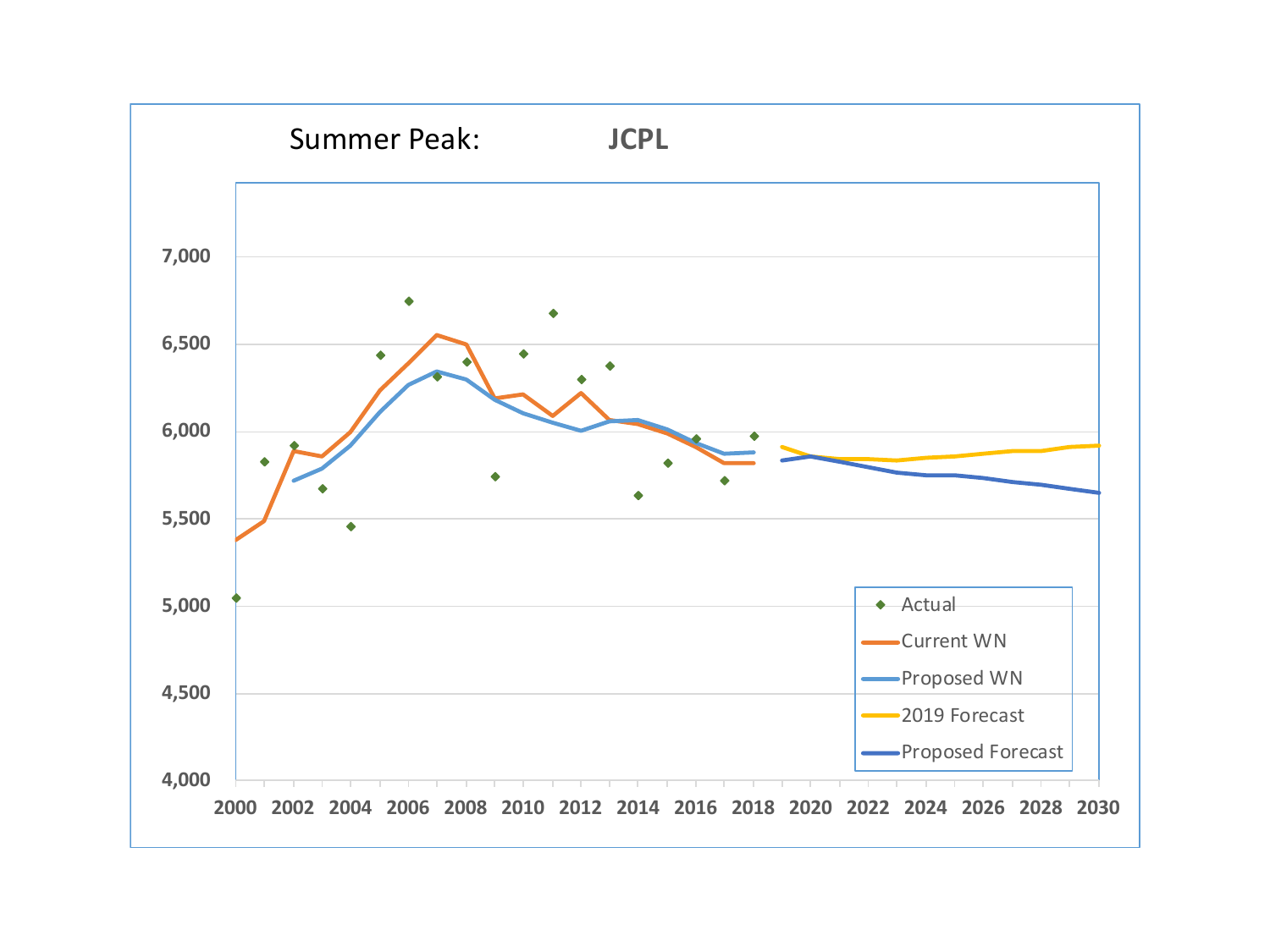## Summer Peak: **JCPL**

- Actual
- Current WN
- Proposed WN
- 2019 Forecast
- Proposed Forecast

7,000
6,500
6,000
5,500
5,000
4,500
4,000

2000 2002 2004 2006 2008 2010 2012 2014 2016 2018 2020 2022 2024 2026 2028 2030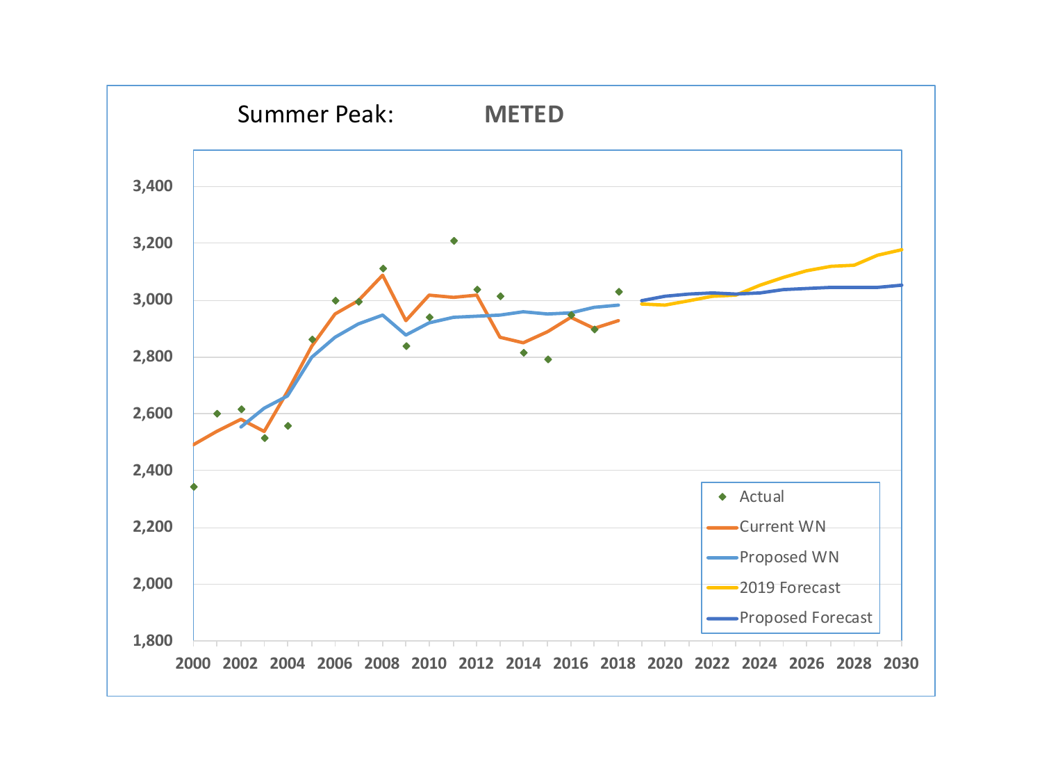Summer Peak: **METED**

| | |
|---|---|
| Y-axis | 1,800 – 3,400 |
| X-axis | 2000 – 2030 |

Legend: Actual, Current WN, Proposed WN, 2019 Forecast, Proposed Forecast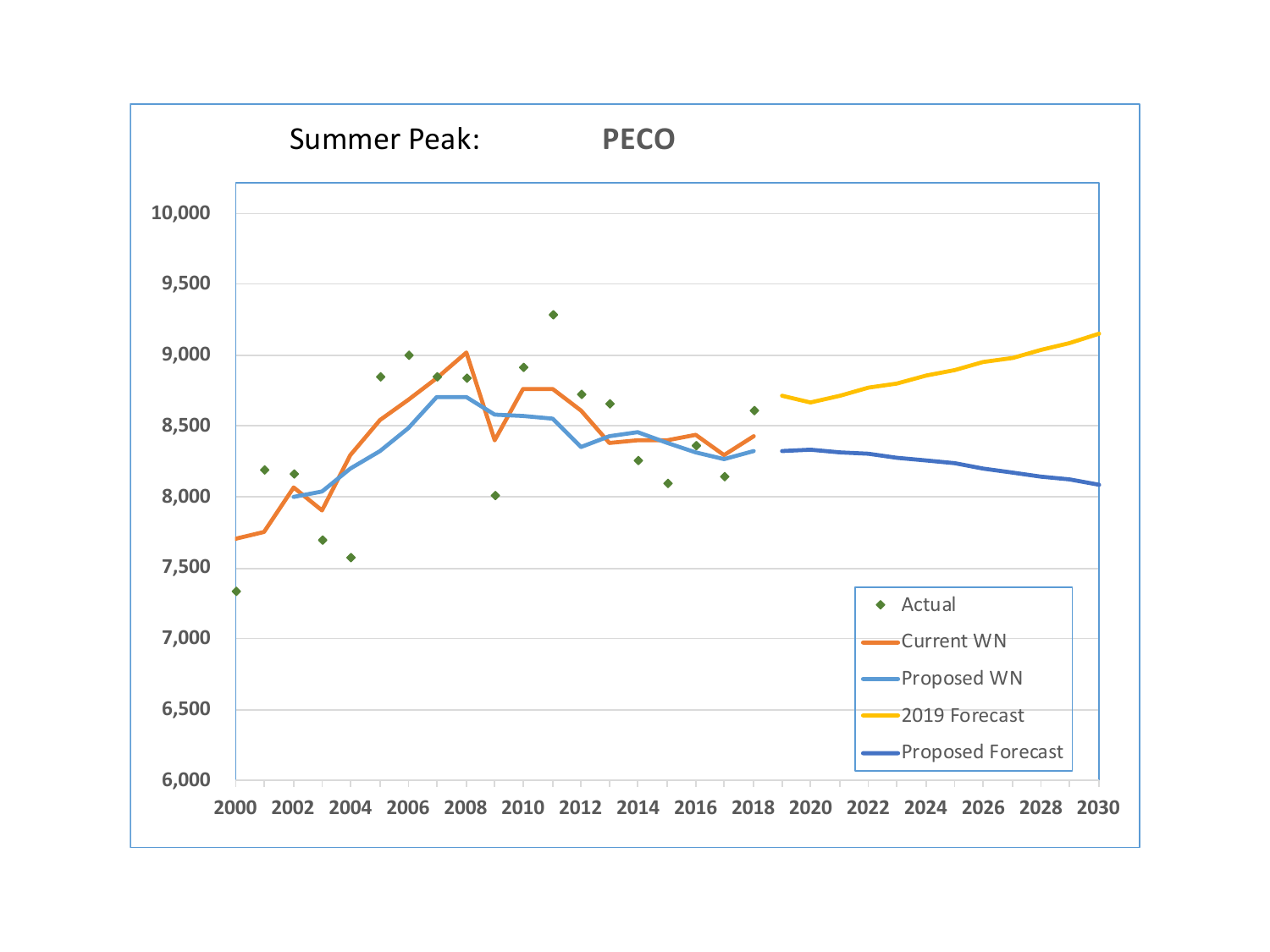Summer Peak: **PECO**

| Series |
|---|
| Actual |
| Current WN |
| Proposed WN |
| 2019 Forecast |
| Proposed Forecast |

Y-axis: 6,000 – 10,000 (6,000; 6,500; 7,000; 7,500; 8,000; 8,500; 9,000; 9,500; 10,000)

X-axis: 2000 – 2030 (2000, 2002, 2004, 2006, 2008, 2010, 2012, 2014, 2016, 2018, 2020, 2022, 2024, 2026, 2028, 2030)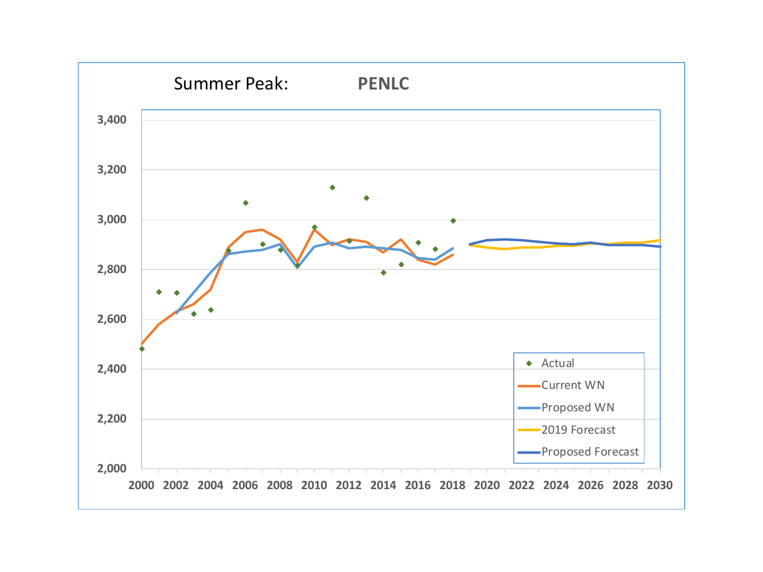Summer Peak: **PENLC**

| Year | Axis values |
|---|---|
| Y-axis | 2,000; 2,200; 2,400; 2,600; 2,800; 3,000; 3,200; 3,400 |
| X-axis | 2000; 2002; 2004; 2006; 2008; 2010; 2012; 2014; 2016; 2018; 2020; 2022; 2024; 2026; 2028; 2030 |

Legend: Actual; Current WN; Proposed WN; 2019 Forecast; Proposed Forecast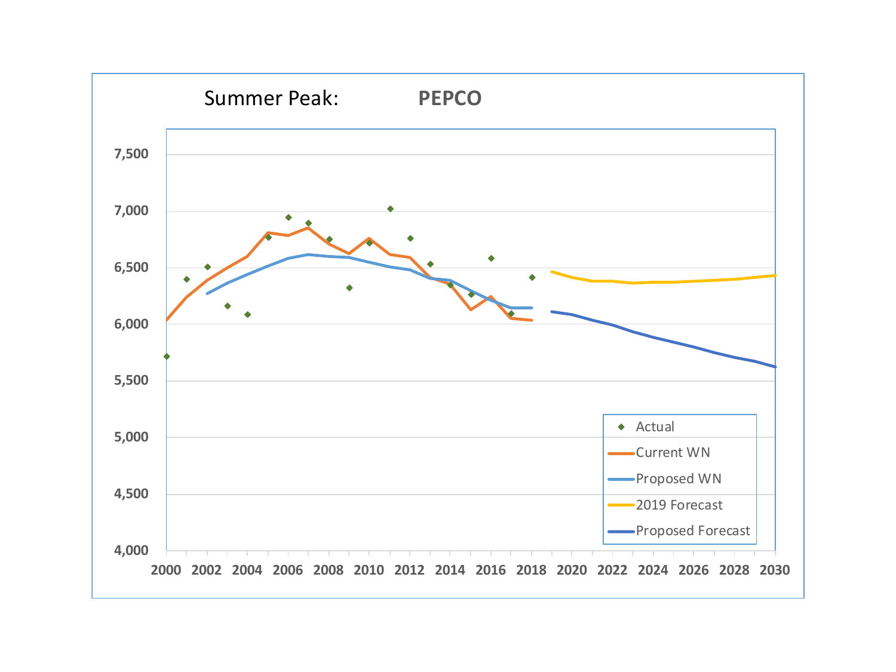Summer Peak: **PEPCO**

7,500
7,000
6,500
6,000
5,500
5,000
4,500
4,000

2000 2002 2004 2006 2008 2010 2012 2014 2016 2018 2020 2022 2024 2026 2028 2030

- Actual
- Current WN
- Proposed WN
- 2019 Forecast
- Proposed Forecast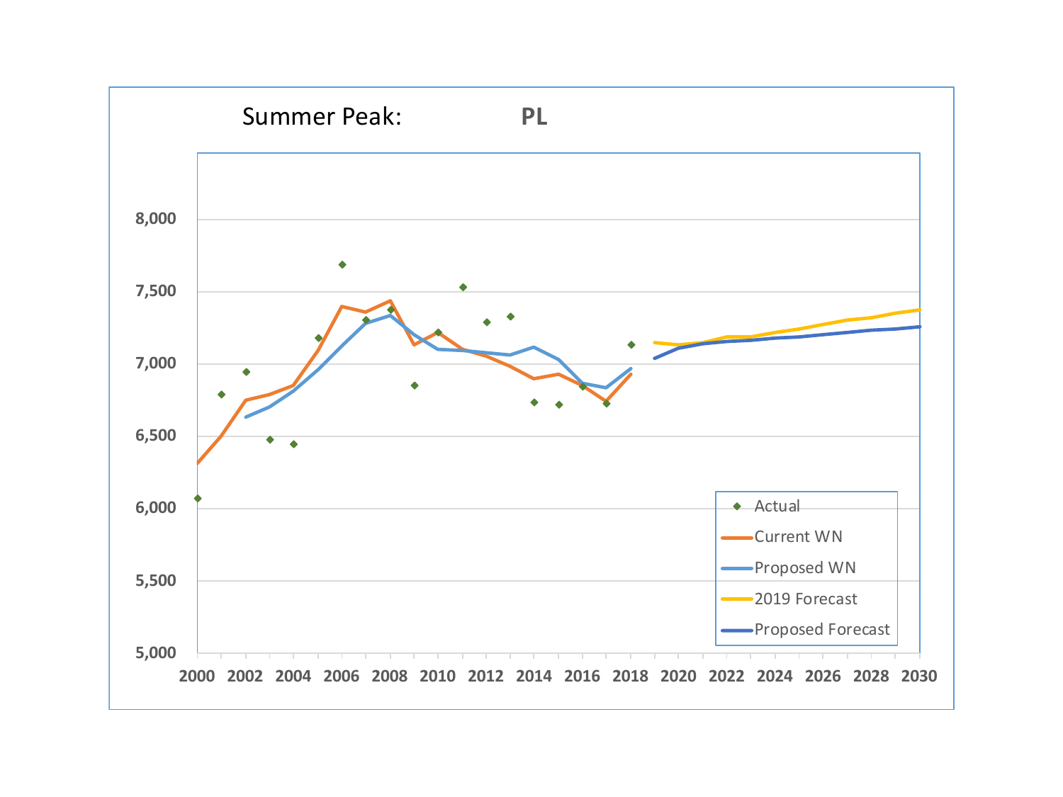Summer Peak: **PL**

| | |
|---|---|
| Y-axis | 5,000 – 8,000 |
| X-axis | 2000 – 2030 |

Legend:
- Actual
- Current WN
- Proposed WN
- 2019 Forecast
- Proposed Forecast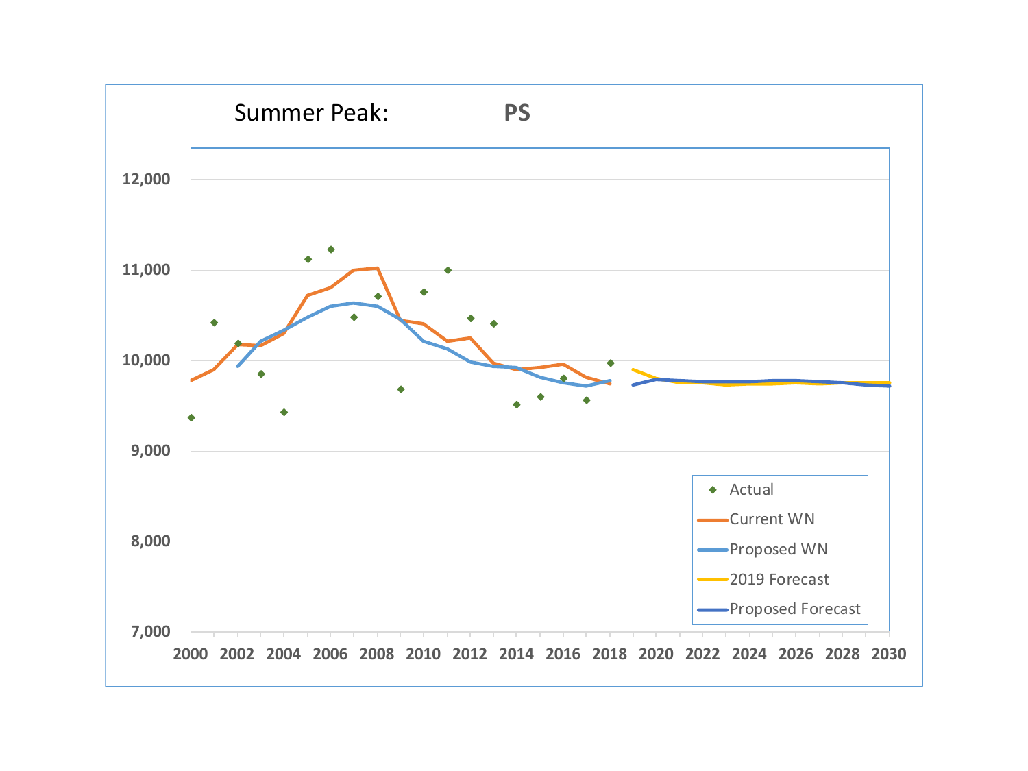Summer Peak: **PS**

12,000

11,000

10,000

9,000

8,000

7,000

2000 2002 2004 2006 2008 2010 2012 2014 2016 2018 2020 2022 2024 2026 2028 2030

- Actual
- Current WN
- Proposed WN
- 2019 Forecast
- Proposed Forecast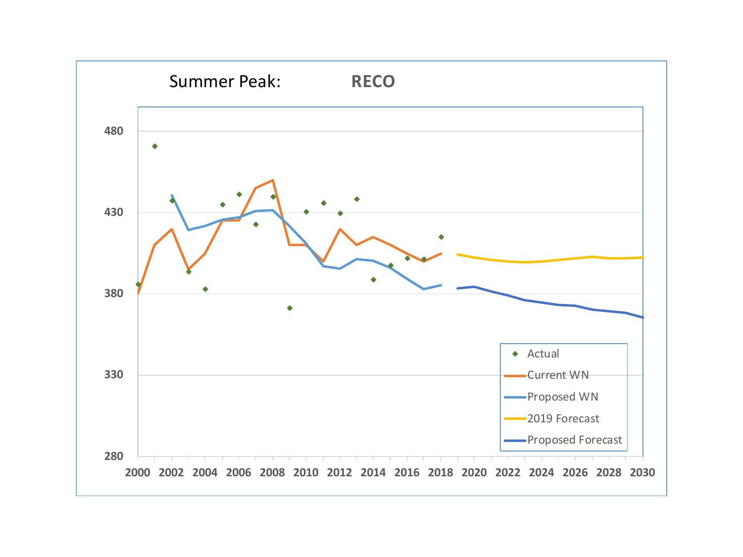Summer Peak: **RECO**

| | Legend |
|---|---|
| ◆ | Actual |
| — | Current WN |
| — | Proposed WN |
| — | 2019 Forecast |
| — | Proposed Forecast |

Y-axis: 280, 330, 380, 430, 480

X-axis: 2000, 2002, 2004, 2006, 2008, 2010, 2012, 2014, 2016, 2018, 2020, 2022, 2024, 2026, 2028, 2030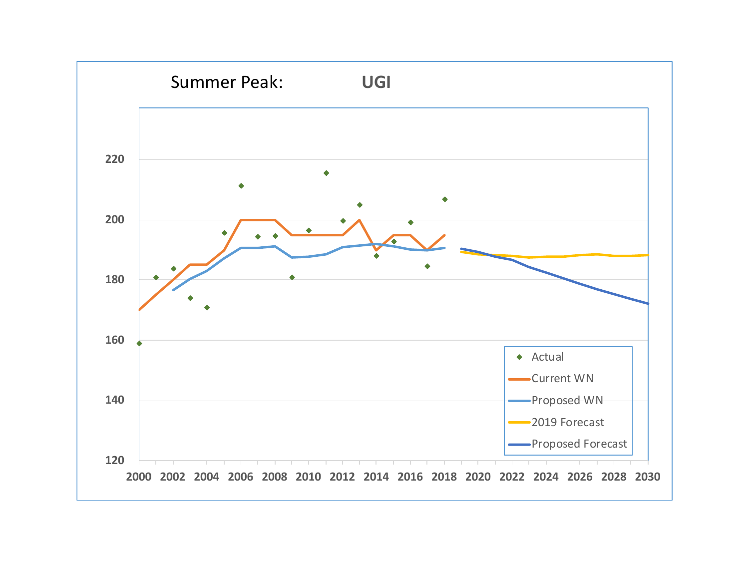Summer Peak: **UGI**

| Year | Actual | Current WN | Proposed WN | 2019 Forecast | Proposed Forecast |
|---|---|---|---|---|---|
| 2000 | 159 | 170 | | | |
| 2001 | 181 | 175 | | | |
| 2002 | 184 | 180 | 177 | | |
| 2003 | 174 | 185 | 180 | | |
| 2004 | 171 | 185 | 183 | | |
| 2005 | 196 | 190 | 187 | | |
| 2006 | 211 | 200 | 191 | | |
| 2007 | 194 | 200 | 191 | | |
| 2008 | 195 | 200 | 191 | | |
| 2009 | 181 | 195 | 188 | | |
| 2010 | 197 | 195 | 188 | | |
| 2011 | 215 | 195 | 188 | | |
| 2012 | 200 | 195 | 191 | | |
| 2013 | 205 | 200 | 191 | | |
| 2014 | 188 | 190 | 192 | | |
| 2015 | 193 | 195 | 191 | | |
| 2016 | 199 | 195 | 190 | | |
| 2017 | 185 | 190 | 190 | | |
| 2018 | 207 | 195 | 191 | | |
| 2019 | | | | 189 | 190 |
| 2020 | | | | 189 | 189 |
| 2021 | | | | 188 | 188 |
| 2022 | | | | 188 | 187 |
| 2023 | | | | 188 | 184 |
| 2024 | | | | 188 | 182 |
| 2025 | | | | 188 | 180 |
| 2026 | | | | 188 | 179 |
| 2027 | | | | 189 | 177 |
| 2028 | | | | 188 | 175 |
| 2029 | | | | 188 | 174 |
| 2030 | | | | 188 | 172 |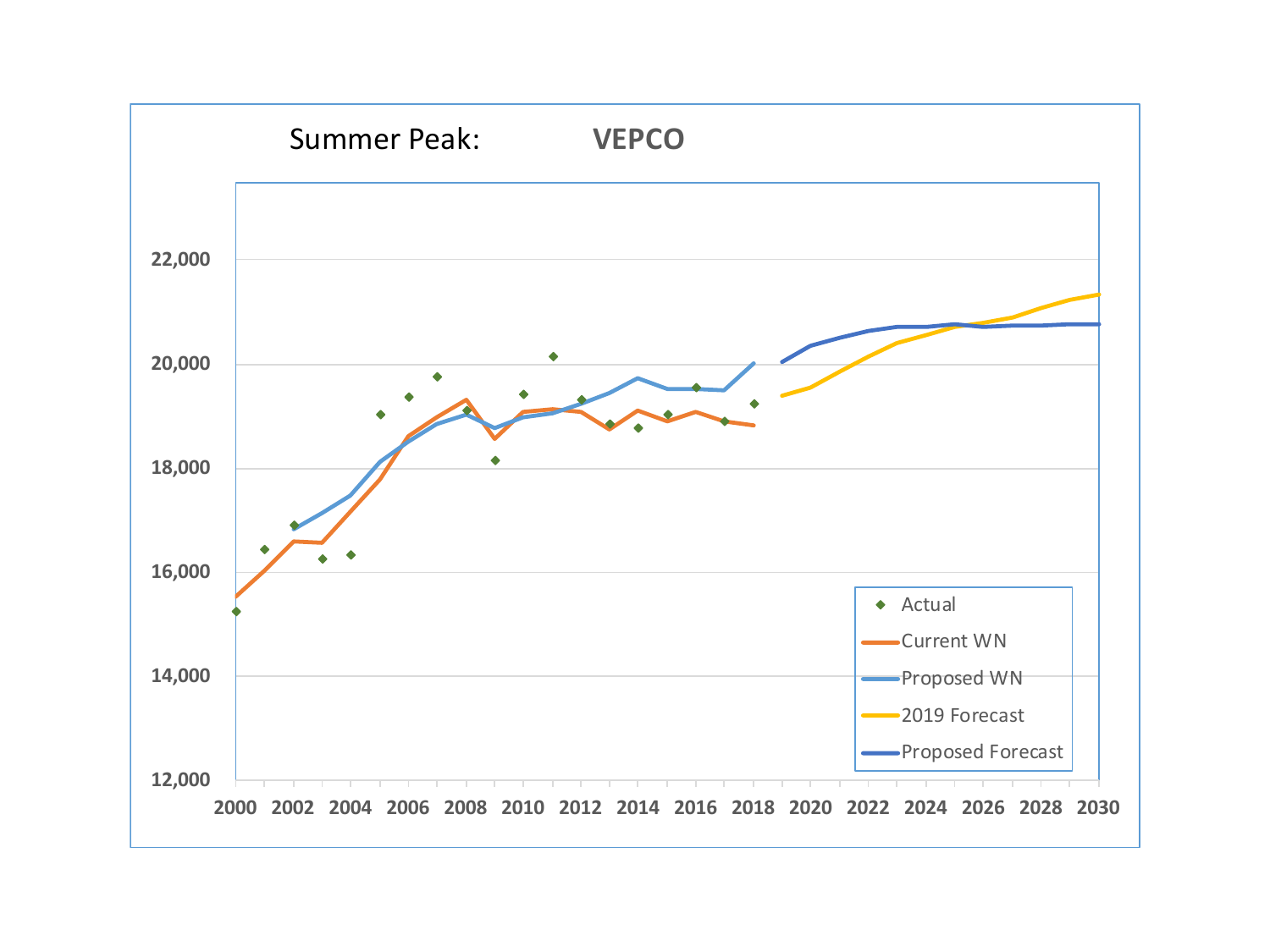Summer Peak: **VEPCO**

22,000
20,000
18,000
16,000
14,000
12,000

2000 2002 2004 2006 2008 2010 2012 2014 2016 2018 2020 2022 2024 2026 2028 2030

Actual
Current WN
Proposed WN
2019 Forecast
Proposed Forecast